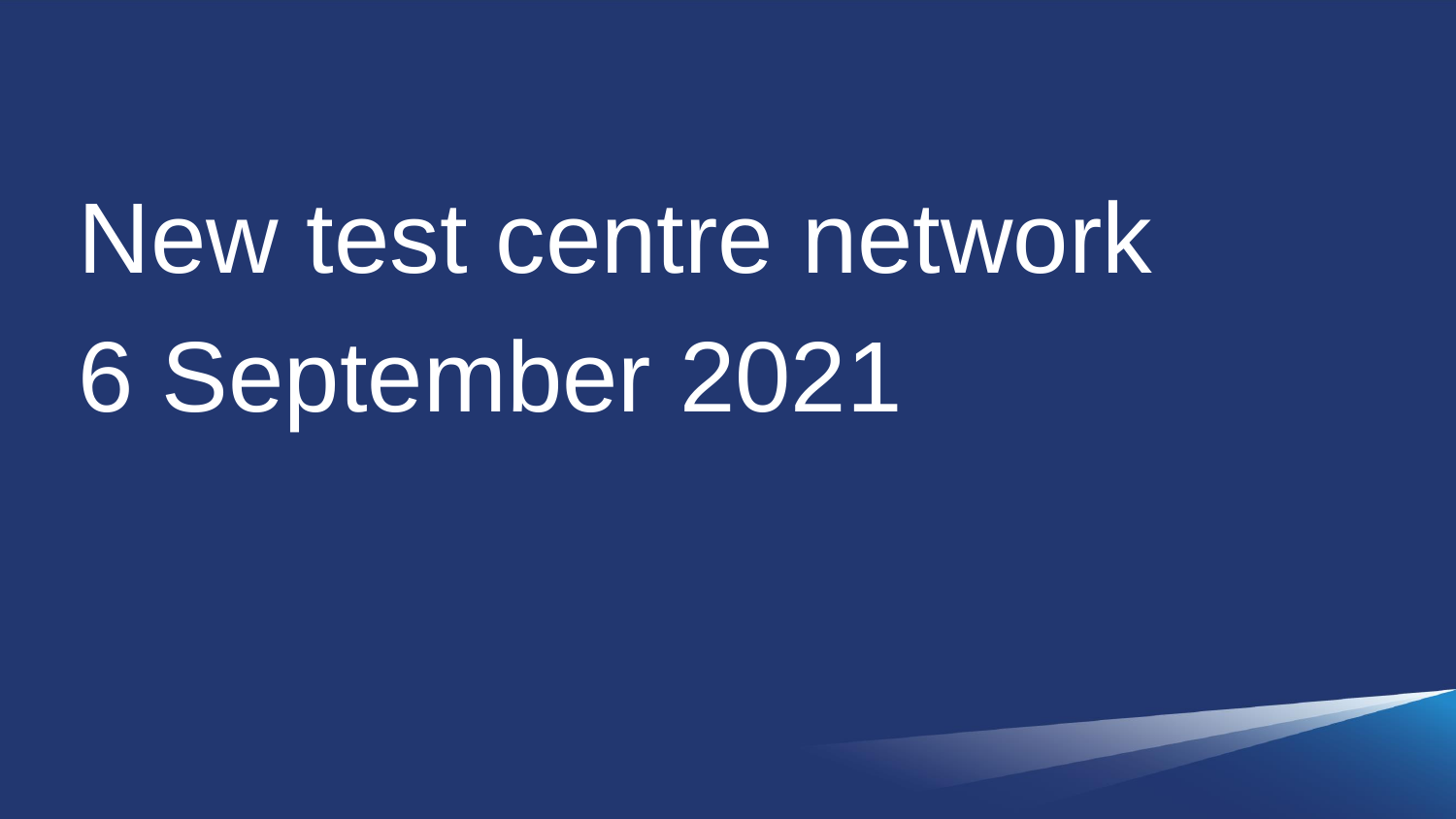# New test centre network
# 6 September 2021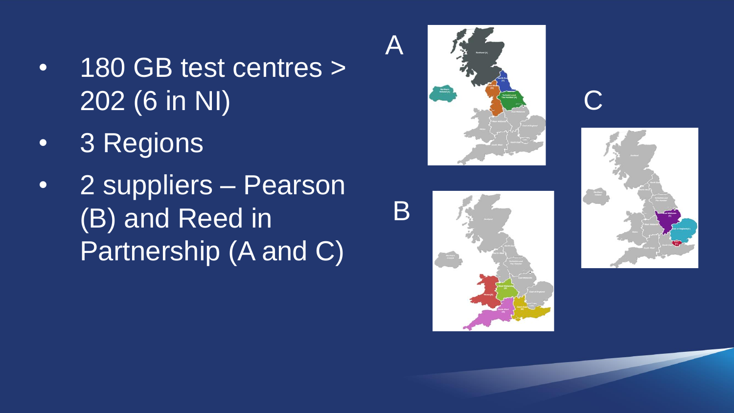- 180 GB test centres > 202 (6 in NI)
- 3 Regions
- 2 suppliers – Pearson (B) and Reed in Partnership (A and C)

A

B

C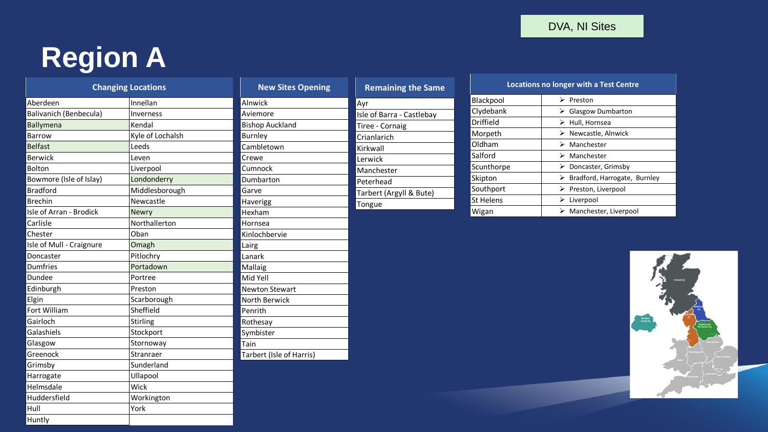DVA, NI Sites

# Region A

| Changing Locations | |
|---|---|
| Aberdeen | Innellan |
| Balivanich (Benbecula) | Inverness |
| Ballymena | Kendal |
| Barrow | Kyle of Lochalsh |
| Belfast | Leeds |
| Berwick | Leven |
| Bolton | Liverpool |
| Bowmore (Isle of Islay) | Londonderry |
| Bradford | Middlesborough |
| Brechin | Newcastle |
| Isle of Arran - Brodick | Newry |
| Carlisle | Northallerton |
| Chester | Oban |
| Isle of Mull - Craignure | Omagh |
| Doncaster | Pitlochry |
| Dumfries | Portadown |
| Dundee | Portree |
| Edinburgh | Preston |
| Elgin | Scarborough |
| Fort William | Sheffield |
| Gairloch | Stirling |
| Galashiels | Stockport |
| Glasgow | Stornoway |
| Greenock | Stranraer |
| Grimsby | Sunderland |
| Harrogate | Ullapool |
| Helmsdale | Wick |
| Huddersfield | Workington |
| Hull | York |
| Huntly | |

| New Sites Opening |
|---|
| Alnwick |
| Aviemore |
| Bishop Auckland |
| Burnley |
| Cambletown |
| Crewe |
| Cumnock |
| Dumbarton |
| Garve |
| Haverigg |
| Hexham |
| Hornsea |
| Kinlochbervie |
| Lairg |
| Lanark |
| Mallaig |
| Mid Yell |
| Newton Stewart |
| North Berwick |
| Penrith |
| Rothesay |
| Symbister |
| Tain |
| Tarbert (Isle of Harris) |

| Remaining the Same |
|---|
| Ayr |
| Isle of Barra - Castlebay |
| Tiree - Cornaig |
| Crianlarich |
| Kirkwall |
| Lerwick |
| Manchester |
| Peterhead |
| Tarbert (Argyll & Bute) |
| Tongue |

| Locations no longer with a Test Centre | |
|---|---|
| Blackpool | ➢ Preston |
| Clydebank | ➢ Glasgow Dumbarton |
| Driffield | ➢ Hull, Hornsea |
| Morpeth | ➢ Newcastle, Alnwick |
| Oldham | ➢ Manchester |
| Salford | ➢ Manchester |
| Scunthorpe | ➢ Doncaster, Grimsby |
| Skipton | ➢ Bradford, Harrogate, Burnley |
| Southport | ➢ Preston, Liverpool |
| St Helens | ➢ Liverpool |
| Wigan | ➢ Manchester, Liverpool |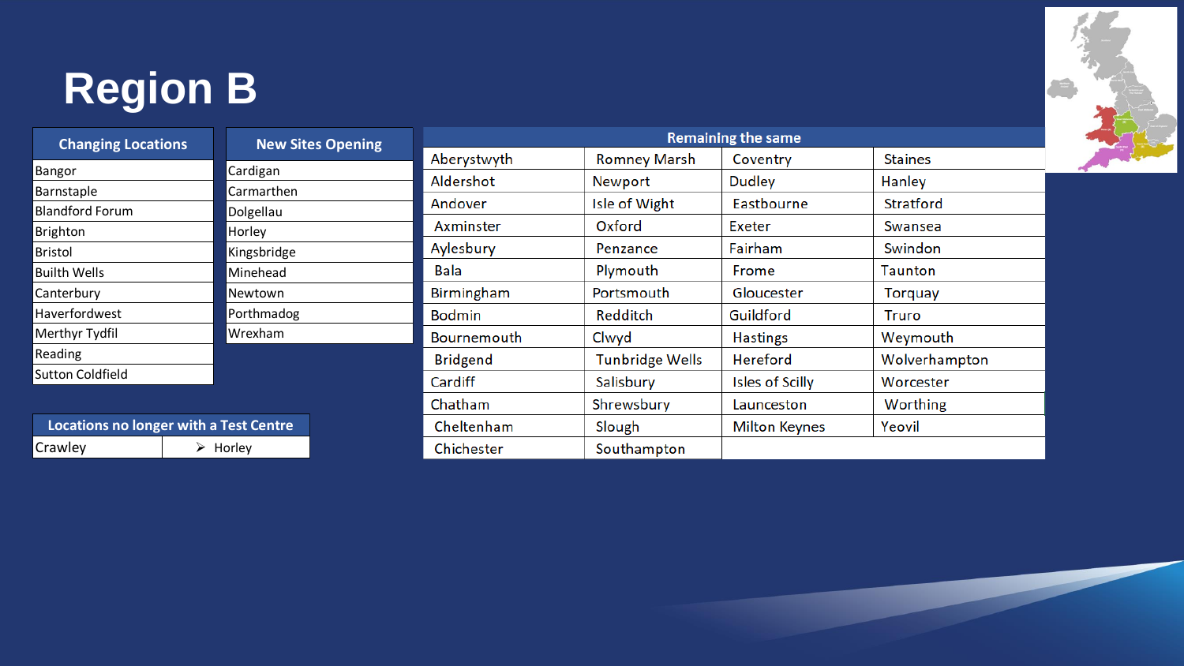# Region B

| Changing Locations |
|---|
| Bangor |
| Barnstaple |
| Blandford Forum |
| Brighton |
| Bristol |
| Builth Wells |
| Canterbury |
| Haverfordwest |
| Merthyr Tydfil |
| Reading |
| Sutton Coldfield |

| New Sites Opening |
|---|
| Cardigan |
| Carmarthen |
| Dolgellau |
| Horley |
| Kingsbridge |
| Minehead |
| Newtown |
| Porthmadog |
| Wrexham |

| Locations no longer with a Test Centre | |
|---|---|
| Crawley | ➢ Horley |

| Remaining the same | | | |
|---|---|---|---|
| Aberystwyth | Romney Marsh | Coventry | Staines |
| Aldershot | Newport | Dudley | Hanley |
| Andover | Isle of Wight | Eastbourne | Stratford |
| Axminster | Oxford | Exeter | Swansea |
| Aylesbury | Penzance | Fairham | Swindon |
| Bala | Plymouth | Frome | Taunton |
| Birmingham | Portsmouth | Gloucester | Torquay |
| Bodmin | Redditch | Guildford | Truro |
| Bournemouth | Clwyd | Hastings | Weymouth |
| Bridgend | Tunbridge Wells | Hereford | Wolverhampton |
| Cardiff | Salisbury | Isles of Scilly | Worcester |
| Chatham | Shrewsbury | Launceston | Worthing |
| Cheltenham | Slough | Milton Keynes | Yeovil |
| Chichester | Southampton | | |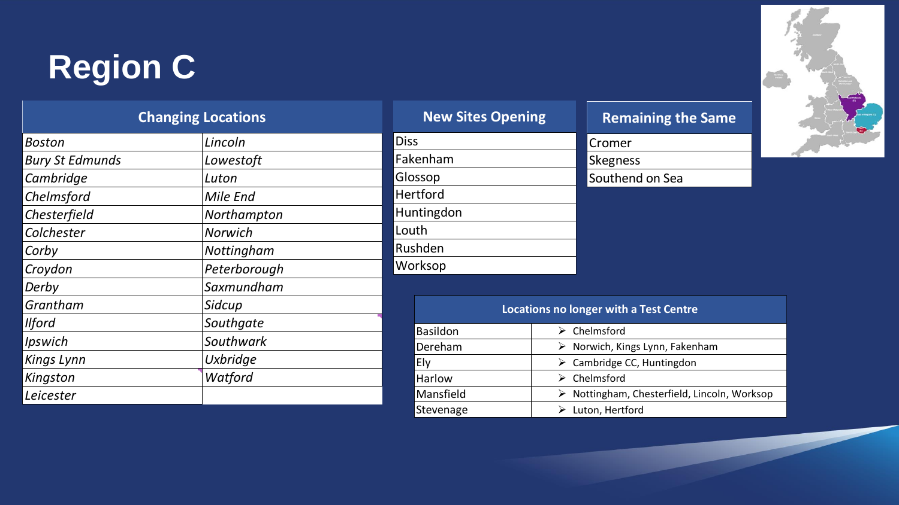# Region C

| Changing Locations | |
|---|---|
| *Boston* | *Lincoln* |
| *Bury St Edmunds* | *Lowestoft* |
| *Cambridge* | *Luton* |
| *Chelmsford* | *Mile End* |
| *Chesterfield* | *Northampton* |
| *Colchester* | *Norwich* |
| *Corby* | *Nottingham* |
| *Croydon* | *Peterborough* |
| *Derby* | *Saxmundham* |
| *Grantham* | *Sidcup* |
| *Ilford* | *Southgate* |
| *Ipswich* | *Southwark* |
| *Kings Lynn* | *Uxbridge* |
| *Kingston* | *Watford* |
| *Leicester* | |

| New Sites Opening |
|---|
| Diss |
| Fakenham |
| Glossop |
| Hertford |
| Huntingdon |
| Louth |
| Rushden |
| Worksop |

| Remaining the Same |
|---|
| Cromer |
| Skegness |
| Southend on Sea |

| Locations no longer with a Test Centre | |
|---|---|
| Basildon | ➢ Chelmsford |
| Dereham | ➢ Norwich, Kings Lynn, Fakenham |
| Ely | ➢ Cambridge CC, Huntingdon |
| Harlow | ➢ Chelmsford |
| Mansfield | ➢ Nottingham, Chesterfield, Lincoln, Worksop |
| Stevenage | ➢ Luton, Hertford |